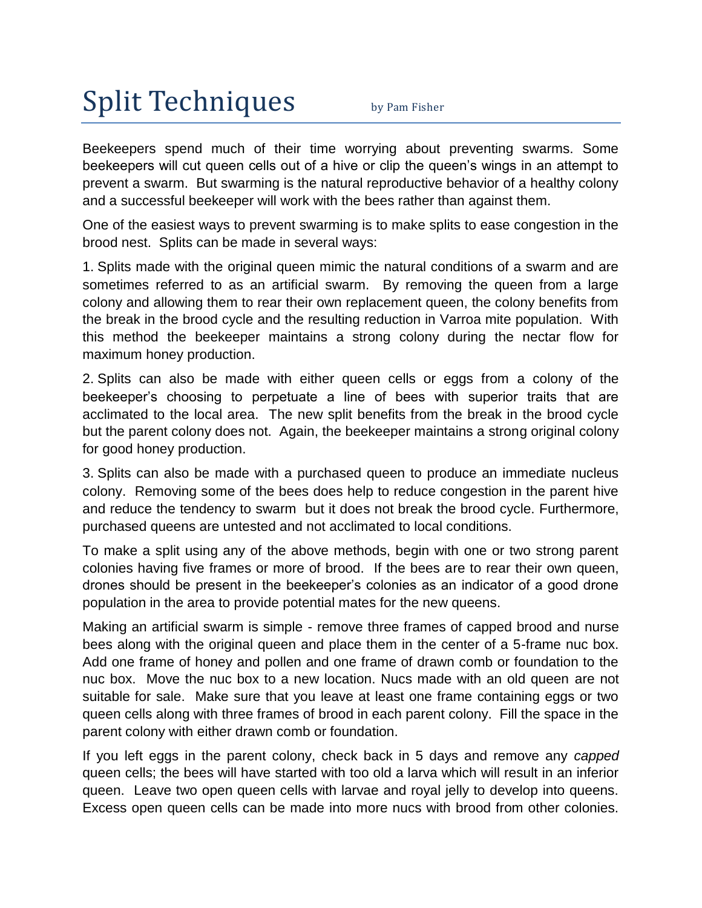# Split Techniques

by Pam Fisher

Beekeepers spend much of their time worrying about preventing swarms. Some beekeepers will cut queen cells out of a hive or clip the queen's wings in an attempt to prevent a swarm. But swarming is the natural reproductive behavior of a healthy colony and a successful beekeeper will work with the bees rather than against them.

One of the easiest ways to prevent swarming is to make splits to ease congestion in the brood nest. Splits can be made in several ways:

1. Splits made with the original queen mimic the natural conditions of a swarm and are sometimes referred to as an artificial swarm. By removing the queen from a large colony and allowing them to rear their own replacement queen, the colony benefits from the break in the brood cycle and the resulting reduction in Varroa mite population. With this method the beekeeper maintains a strong colony during the nectar flow for maximum honey production.

2. Splits can also be made with either queen cells or eggs from a colony of the beekeeper's choosing to perpetuate a line of bees with superior traits that are acclimated to the local area. The new split benefits from the break in the brood cycle but the parent colony does not. Again, the beekeeper maintains a strong original colony for good honey production.

3. Splits can also be made with a purchased queen to produce an immediate nucleus colony. Removing some of the bees does help to reduce congestion in the parent hive and reduce the tendency to swarm but it does not break the brood cycle. Furthermore, purchased queens are untested and not acclimated to local conditions.

To make a split using any of the above methods, begin with one or two strong parent colonies having five frames or more of brood. If the bees are to rear their own queen, drones should be present in the beekeeper's colonies as an indicator of a good drone population in the area to provide potential mates for the new queens.

Making an artificial swarm is simple - remove three frames of capped brood and nurse bees along with the original queen and place them in the center of a 5-frame nuc box. Add one frame of honey and pollen and one frame of drawn comb or foundation to the nuc box. Move the nuc box to a new location. Nucs made with an old queen are not suitable for sale. Make sure that you leave at least one frame containing eggs or two queen cells along with three frames of brood in each parent colony. Fill the space in the parent colony with either drawn comb or foundation.

If you left eggs in the parent colony, check back in 5 days and remove any *capped* queen cells; the bees will have started with too old a larva which will result in an inferior queen. Leave two open queen cells with larvae and royal jelly to develop into queens. Excess open queen cells can be made into more nucs with brood from other colonies.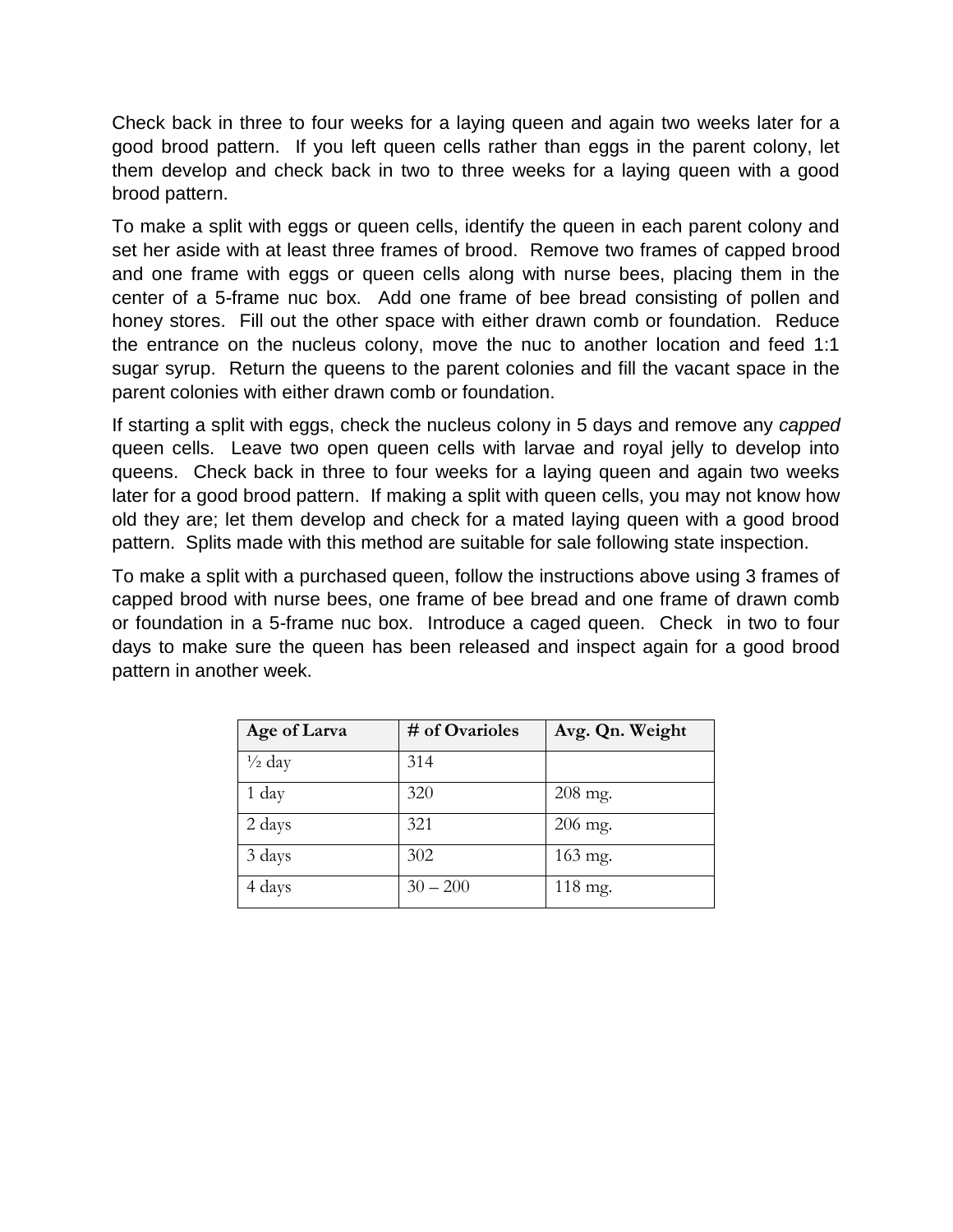Check back in three to four weeks for a laying queen and again two weeks later for a good brood pattern. If you left queen cells rather than eggs in the parent colony, let them develop and check back in two to three weeks for a laying queen with a good brood pattern.

To make a split with eggs or queen cells, identify the queen in each parent colony and set her aside with at least three frames of brood. Remove two frames of capped brood and one frame with eggs or queen cells along with nurse bees, placing them in the center of a 5-frame nuc box. Add one frame of bee bread consisting of pollen and honey stores. Fill out the other space with either drawn comb or foundation. Reduce the entrance on the nucleus colony, move the nuc to another location and feed 1:1 sugar syrup. Return the queens to the parent colonies and fill the vacant space in the parent colonies with either drawn comb or foundation.

If starting a split with eggs, check the nucleus colony in 5 days and remove any *capped* queen cells. Leave two open queen cells with larvae and royal jelly to develop into queens. Check back in three to four weeks for a laying queen and again two weeks later for a good brood pattern. If making a split with queen cells, you may not know how old they are; let them develop and check for a mated laying queen with a good brood pattern. Splits made with this method are suitable for sale following state inspection.

To make a split with a purchased queen, follow the instructions above using 3 frames of capped brood with nurse bees, one frame of bee bread and one frame of drawn comb or foundation in a 5-frame nuc box. Introduce a caged queen. Check in two to four days to make sure the queen has been released and inspect again for a good brood pattern in another week.

| Age of Larva | # of Ovarioles | Avg. Qn. Weight |
|---|---|---|
| ½ day | 314 | |
| 1 day | 320 | 208 mg. |
| 2 days | 321 | 206 mg. |
| 3 days | 302 | 163 mg. |
| 4 days | 30 – 200 | 118 mg. |